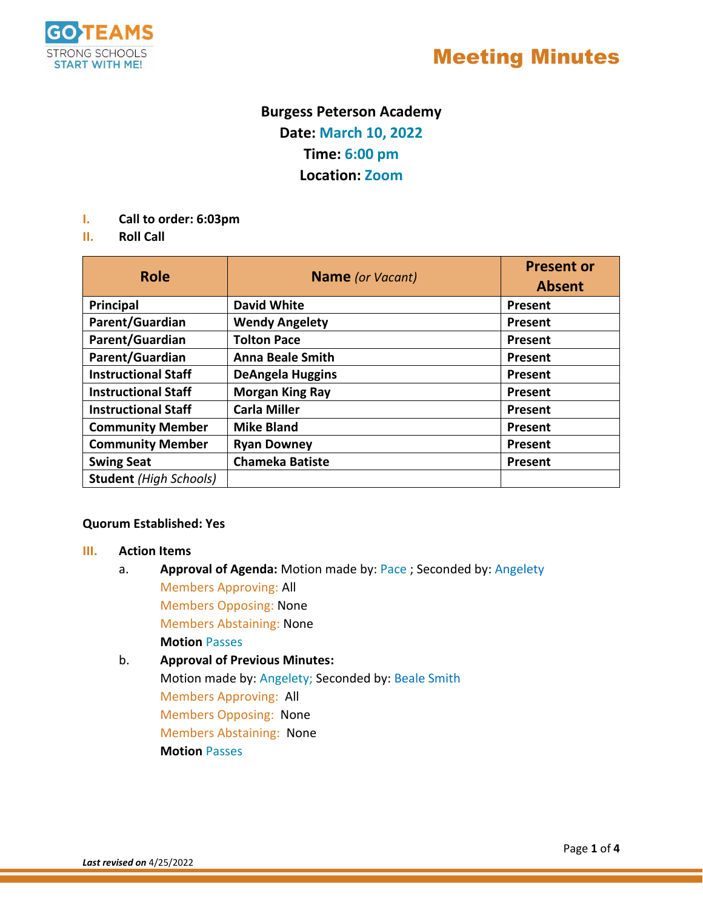GO TEAMS
STRONG SCHOOLS
START WITH ME!

# Meeting Minutes

**Burgess Peterson Academy**
**Date:** March 10, 2022
**Time:** 6:00 pm
**Location:** Zoom

I. **Call to order: 6:03pm**

II. **Roll Call**

| Role | Name *(or Vacant)* | Present or Absent |
|---|---|---|
| **Principal** | **David White** | **Present** |
| **Parent/Guardian** | **Wendy Angelety** | **Present** |
| **Parent/Guardian** | **Tolton Pace** | **Present** |
| **Parent/Guardian** | **Anna Beale Smith** | **Present** |
| **Instructional Staff** | **DeAngela Huggins** | **Present** |
| **Instructional Staff** | **Morgan King Ray** | **Present** |
| **Instructional Staff** | **Carla Miller** | **Present** |
| **Community Member** | **Mike Bland** | **Present** |
| **Community Member** | **Ryan Downey** | **Present** |
| **Swing Seat** | **Chameka Batiste** | **Present** |
| **Student** *(High Schools)* | | |

**Quorum Established: Yes**

III. **Action Items**

a. **Approval of Agenda:** Motion made by: Pace ; Seconded by: Angelety
Members Approving: All
Members Opposing: None
Members Abstaining: None
**Motion** Passes

b. **Approval of Previous Minutes:**
Motion made by: Angelety; Seconded by: Beale Smith
Members Approving: All
Members Opposing: None
Members Abstaining: None
**Motion** Passes

***Last revised on*** 4/25/2022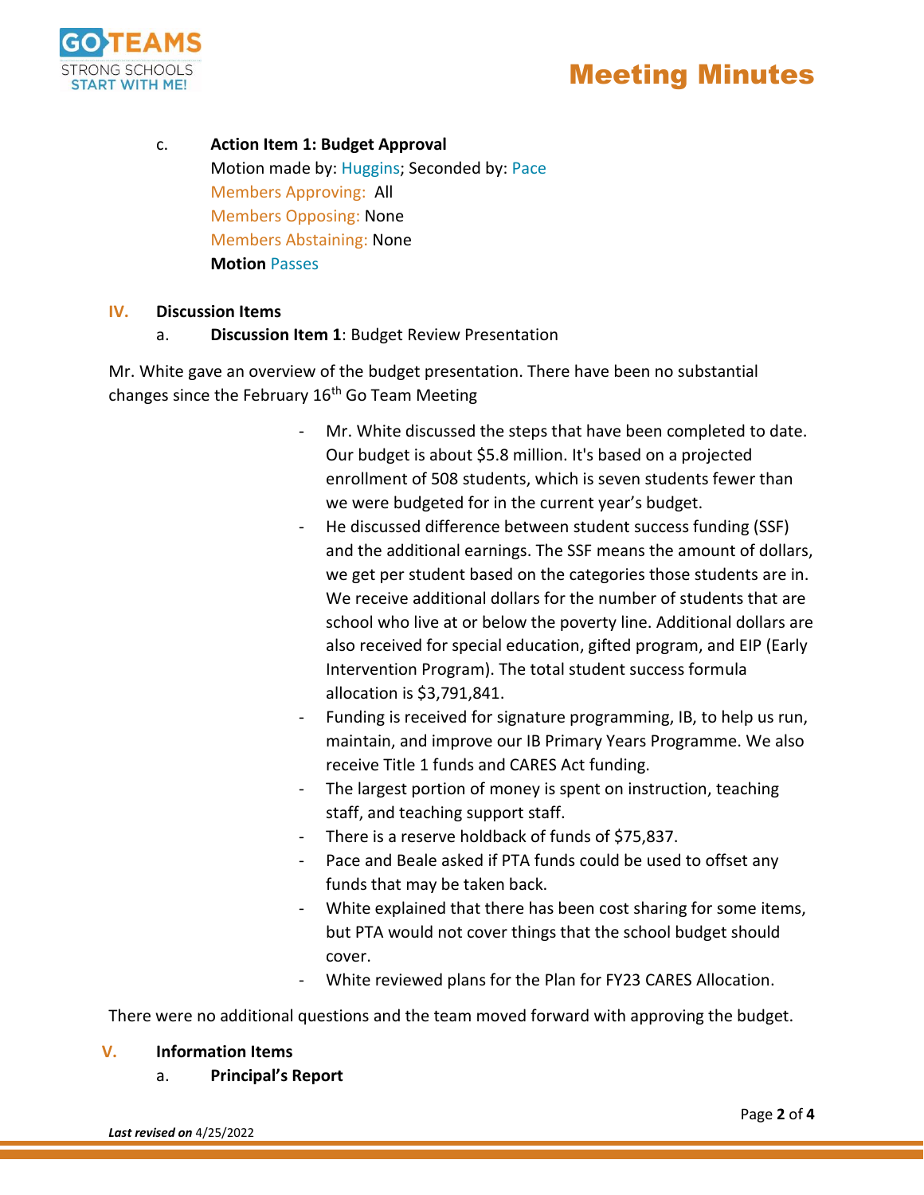c. **Action Item 1: Budget Approval**
Motion made by: Huggins; Seconded by: Pace
Members Approving: All
Members Opposing: None
Members Abstaining: None
**Motion** Passes

**IV. Discussion Items**

a. **Discussion Item 1**: Budget Review Presentation

Mr. White gave an overview of the budget presentation. There have been no substantial changes since the February 16th Go Team Meeting

- Mr. White discussed the steps that have been completed to date. Our budget is about $5.8 million. It's based on a projected enrollment of 508 students, which is seven students fewer than we were budgeted for in the current year's budget.
- He discussed difference between student success funding (SSF) and the additional earnings. The SSF means the amount of dollars, we get per student based on the categories those students are in. We receive additional dollars for the number of students that are school who live at or below the poverty line. Additional dollars are also received for special education, gifted program, and EIP (Early Intervention Program). The total student success formula allocation is $3,791,841.
- Funding is received for signature programming, IB, to help us run, maintain, and improve our IB Primary Years Programme. We also receive Title 1 funds and CARES Act funding.
- The largest portion of money is spent on instruction, teaching staff, and teaching support staff.
- There is a reserve holdback of funds of $75,837.
- Pace and Beale asked if PTA funds could be used to offset any funds that may be taken back.
- White explained that there has been cost sharing for some items, but PTA would not cover things that the school budget should cover.
- White reviewed plans for the Plan for FY23 CARES Allocation.

There were no additional questions and the team moved forward with approving the budget.

**V. Information Items**

a. **Principal's Report**

***Last revised on*** 4/25/2022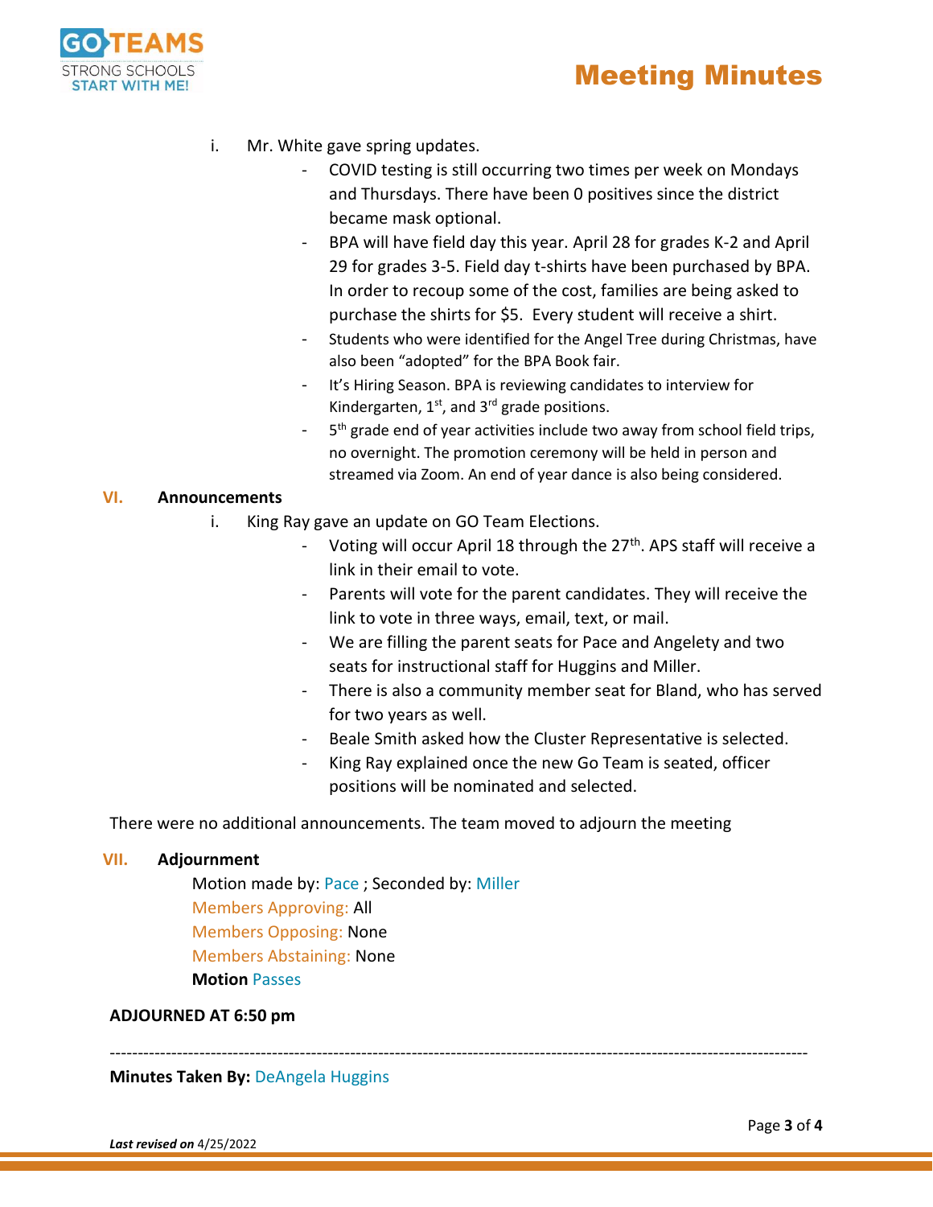i. Mr. White gave spring updates.

- COVID testing is still occurring two times per week on Mondays and Thursdays. There have been 0 positives since the district became mask optional.
- BPA will have field day this year. April 28 for grades K-2 and April 29 for grades 3-5. Field day t-shirts have been purchased by BPA. In order to recoup some of the cost, families are being asked to purchase the shirts for $5. Every student will receive a shirt.
- Students who were identified for the Angel Tree during Christmas, have also been “adopted” for the BPA Book fair.
- It’s Hiring Season. BPA is reviewing candidates to interview for Kindergarten, 1st, and 3rd grade positions.
- 5th grade end of year activities include two away from school field trips, no overnight. The promotion ceremony will be held in person and streamed via Zoom. An end of year dance is also being considered.

## VI. Announcements

i. King Ray gave an update on GO Team Elections.

- Voting will occur April 18 through the 27th. APS staff will receive a link in their email to vote.
- Parents will vote for the parent candidates. They will receive the link to vote in three ways, email, text, or mail.
- We are filling the parent seats for Pace and Angelety and two seats for instructional staff for Huggins and Miller.
- There is also a community member seat for Bland, who has served for two years as well.
- Beale Smith asked how the Cluster Representative is selected.
- King Ray explained once the new Go Team is seated, officer positions will be nominated and selected.

There were no additional announcements. The team moved to adjourn the meeting

## VII. Adjournment

Motion made by: Pace ; Seconded by: Miller
Members Approving: All
Members Opposing: None
Members Abstaining: None
**Motion** Passes

**ADJOURNED AT 6:50 pm**

---

**Minutes Taken By:** DeAngela Huggins

***Last revised on*** 4/25/2022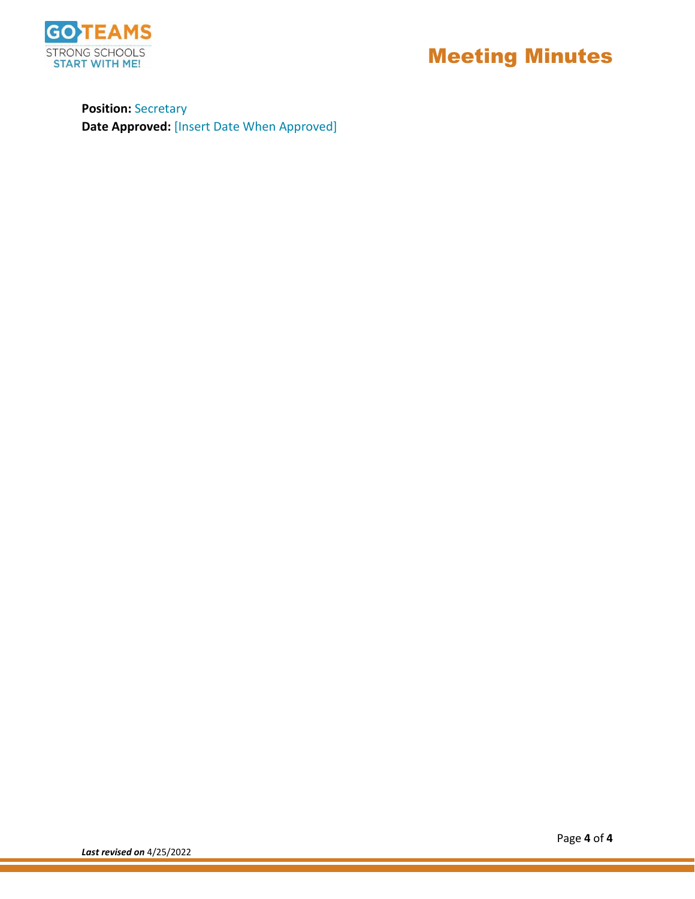**Position:** Secretary
**Date Approved:** [Insert Date When Approved]